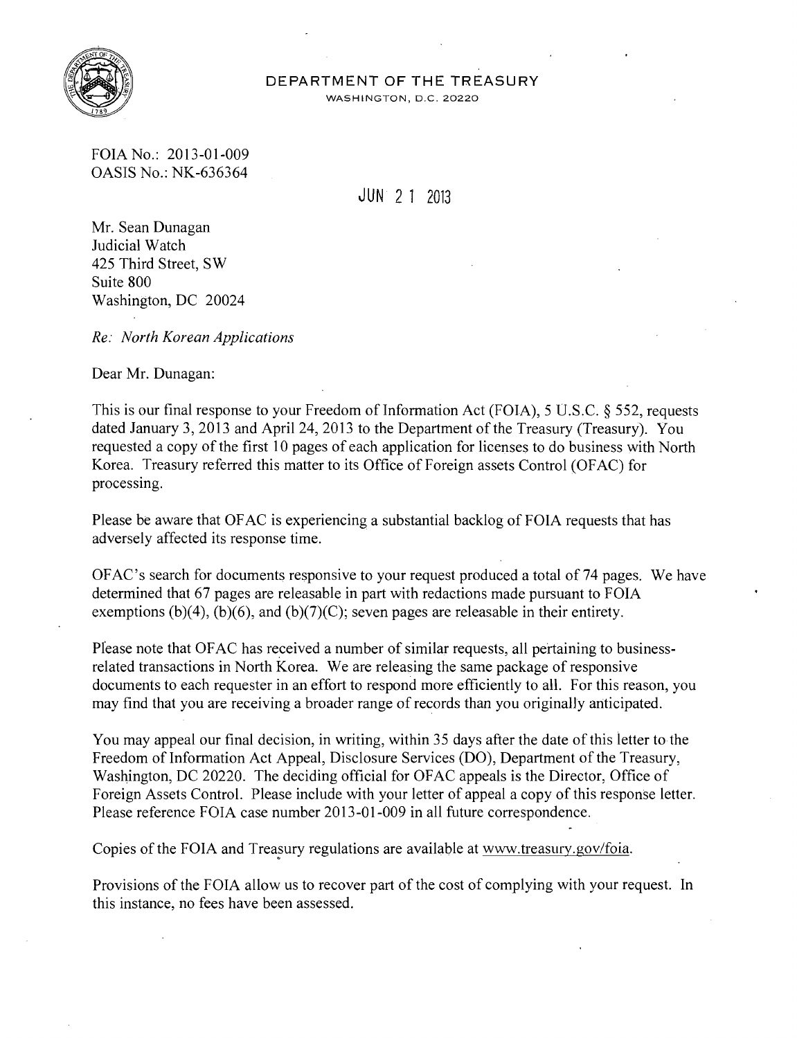DEPARTMENT OF THE TREASURY
WASHINGTON, D.C. 20220

FOIA No.: 2013-01-009
OASIS No.: NK-636364

JUN 21 2013

Mr. Sean Dunagan
Judicial Watch
425 Third Street, SW
Suite 800
Washington, DC 20024

*Re: North Korean Applications*

Dear Mr. Dunagan:

This is our final response to your Freedom of Information Act (FOIA), 5 U.S.C. § 552, requests dated January 3, 2013 and April 24, 2013 to the Department of the Treasury (Treasury). You requested a copy of the first 10 pages of each application for licenses to do business with North Korea. Treasury referred this matter to its Office of Foreign assets Control (OFAC) for processing.

Please be aware that OFAC is experiencing a substantial backlog of FOIA requests that has adversely affected its response time.

OFAC's search for documents responsive to your request produced a total of 74 pages. We have determined that 67 pages are releasable in part with redactions made pursuant to FOIA exemptions (b)(4), (b)(6), and (b)(7)(C); seven pages are releasable in their entirety.

Please note that OFAC has received a number of similar requests, all pertaining to business-related transactions in North Korea. We are releasing the same package of responsive documents to each requester in an effort to respond more efficiently to all. For this reason, you may find that you are receiving a broader range of records than you originally anticipated.

You may appeal our final decision, in writing, within 35 days after the date of this letter to the Freedom of Information Act Appeal, Disclosure Services (DO), Department of the Treasury, Washington, DC 20220. The deciding official for OFAC appeals is the Director, Office of Foreign Assets Control. Please include with your letter of appeal a copy of this response letter. Please reference FOIA case number 2013-01-009 in all future correspondence.

Copies of the FOIA and Treasury regulations are available at www.treasury.gov/foia.

Provisions of the FOIA allow us to recover part of the cost of complying with your request. In this instance, no fees have been assessed.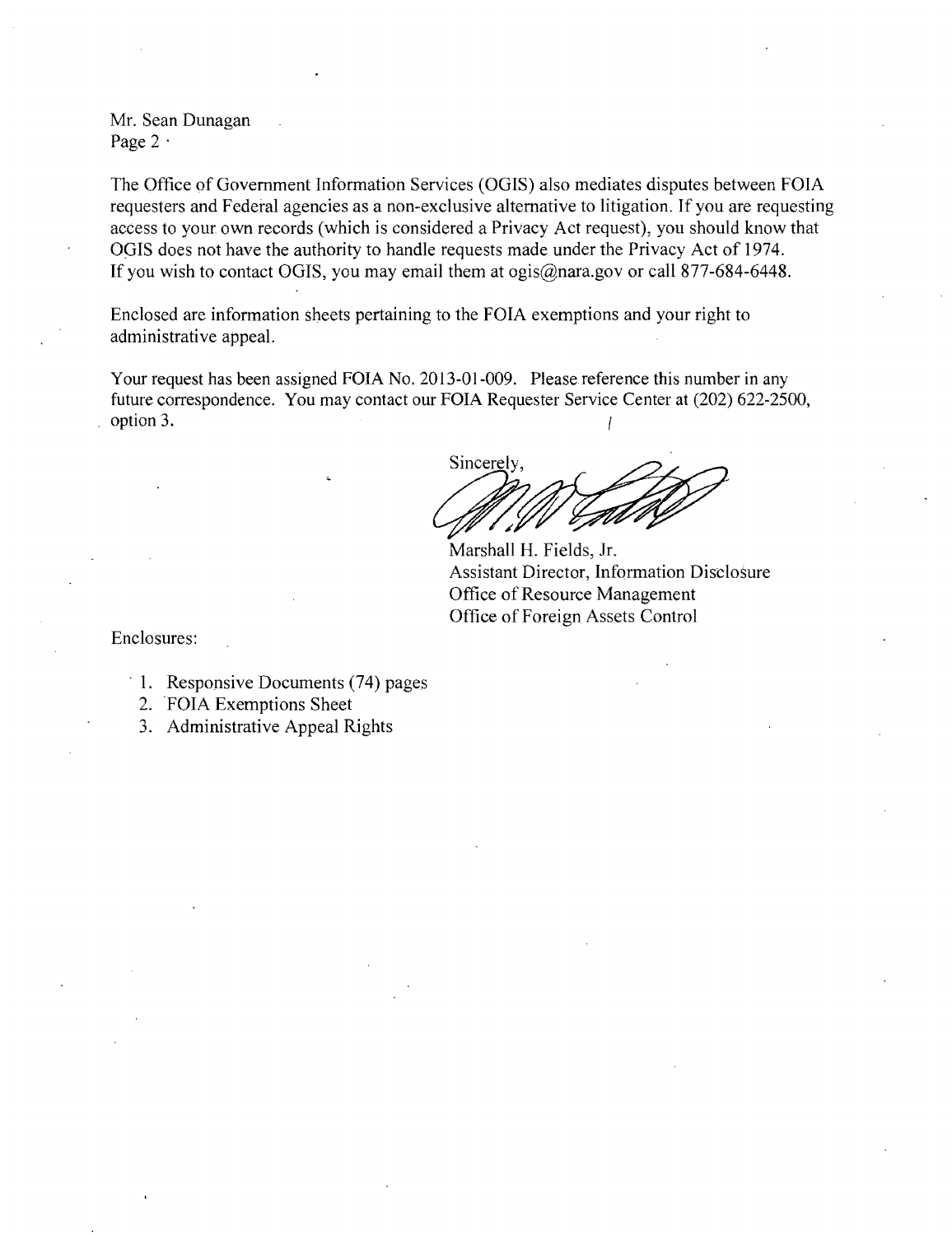Mr. Sean Dunagan
Page 2

The Office of Government Information Services (OGIS) also mediates disputes between FOIA requesters and Federal agencies as a non-exclusive alternative to litigation. If you are requesting access to your own records (which is considered a Privacy Act request), you should know that OGIS does not have the authority to handle requests made under the Privacy Act of 1974. If you wish to contact OGIS, you may email them at ogis@nara.gov or call 877-684-6448.

Enclosed are information sheets pertaining to the FOIA exemptions and your right to administrative appeal.

Your request has been assigned FOIA No. 2013-01-009. Please reference this number in any future correspondence. You may contact our FOIA Requester Service Center at (202) 622-2500, option 3.

Sincerely,

Marshall H. Fields, Jr.
Assistant Director, Information Disclosure
Office of Resource Management
Office of Foreign Assets Control

Enclosures:

1. Responsive Documents (74) pages
2. FOIA Exemptions Sheet
3. Administrative Appeal Rights